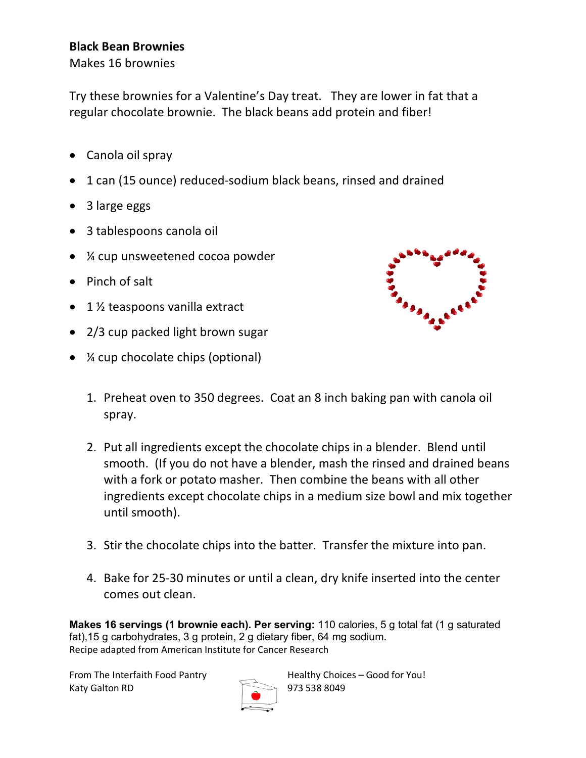**Black Bean Brownies**
Makes 16 brownies

Try these brownies for a Valentine's Day treat. They are lower in fat that a regular chocolate brownie. The black beans add protein and fiber!

- Canola oil spray
- 1 can (15 ounce) reduced-sodium black beans, rinsed and drained
- 3 large eggs
- 3 tablespoons canola oil
- ¼ cup unsweetened cocoa powder
- Pinch of salt
- 1 ½ teaspoons vanilla extract
- 2/3 cup packed light brown sugar
- ¼ cup chocolate chips (optional)

1. Preheat oven to 350 degrees. Coat an 8 inch baking pan with canola oil spray.
2. Put all ingredients except the chocolate chips in a blender. Blend until smooth. (If you do not have a blender, mash the rinsed and drained beans with a fork or potato masher. Then combine the beans with all other ingredients except chocolate chips in a medium size bowl and mix together until smooth).
3. Stir the chocolate chips into the batter. Transfer the mixture into pan.
4. Bake for 25-30 minutes or until a clean, dry knife inserted into the center comes out clean.

**Makes 16 servings (1 brownie each). Per serving:** 110 calories, 5 g total fat (1 g saturated fat),15 g carbohydrates, 3 g protein, 2 g dietary fiber, 64 mg sodium.
Recipe adapted from American Institute for Cancer Research

From The Interfaith Food Pantry
Katy Galton RD

Healthy Choices – Good for You!
973 538 8049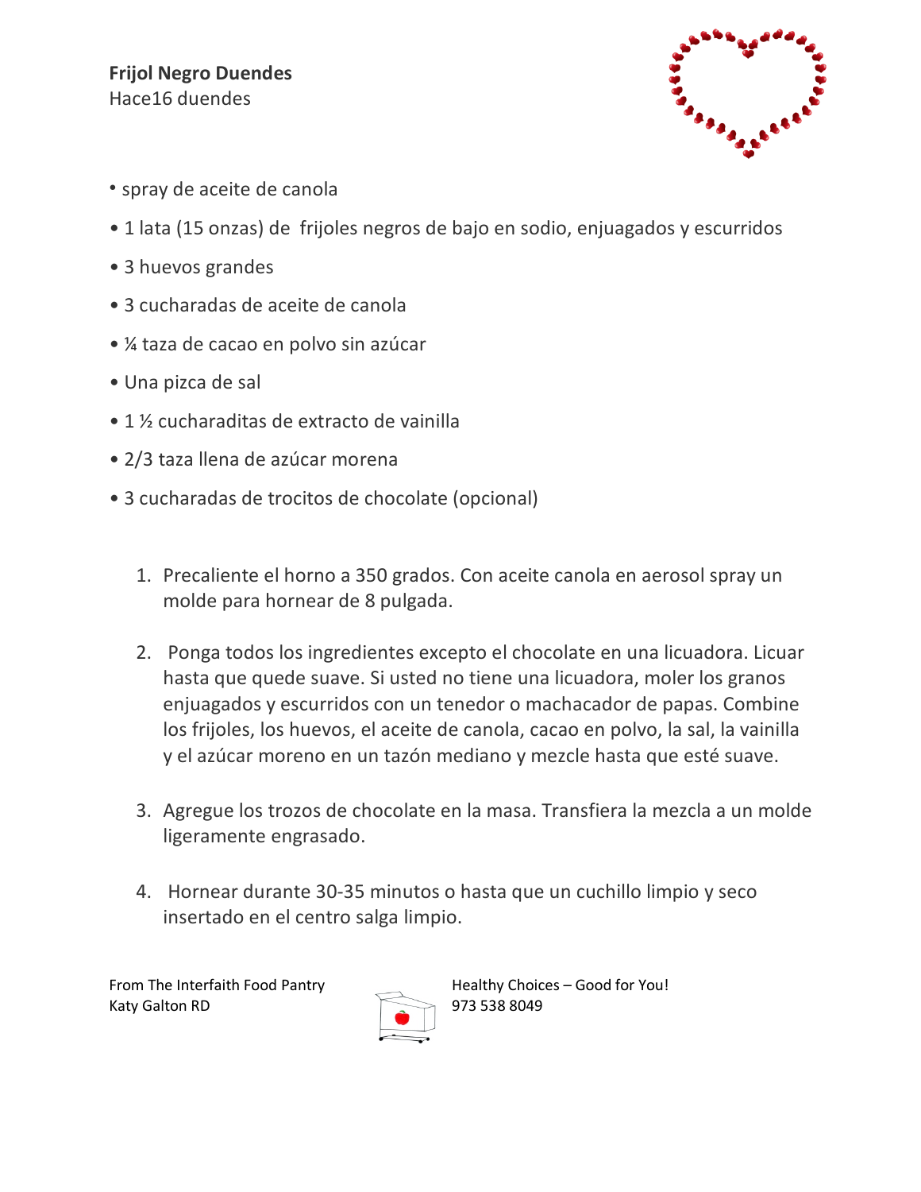**Frijol Negro Duendes**

Hace16 duendes

- spray de aceite de canola
- 1 lata (15 onzas) de frijoles negros de bajo en sodio, enjuagados y escurridos
- 3 huevos grandes
- 3 cucharadas de aceite de canola
- ¼ taza de cacao en polvo sin azúcar
- Una pizca de sal
- 1 ½ cucharaditas de extracto de vainilla
- 2/3 taza llena de azúcar morena
- 3 cucharadas de trocitos de chocolate (opcional)

1. Precaliente el horno a 350 grados. Con aceite canola en aerosol spray un molde para hornear de 8 pulgada.
2. Ponga todos los ingredientes excepto el chocolate en una licuadora. Licuar hasta que quede suave. Si usted no tiene una licuadora, moler los granos enjuagados y escurridos con un tenedor o machacador de papas. Combine los frijoles, los huevos, el aceite de canola, cacao en polvo, la sal, la vainilla y el azúcar moreno en un tazón mediano y mezcle hasta que esté suave.
3. Agregue los trozos de chocolate en la masa. Transfiera la mezcla a un molde ligeramente engrasado.
4. Hornear durante 30-35 minutos o hasta que un cuchillo limpio y seco insertado en el centro salga limpio.

From The Interfaith Food Pantry
Katy Galton RD

Healthy Choices – Good for You!
973 538 8049